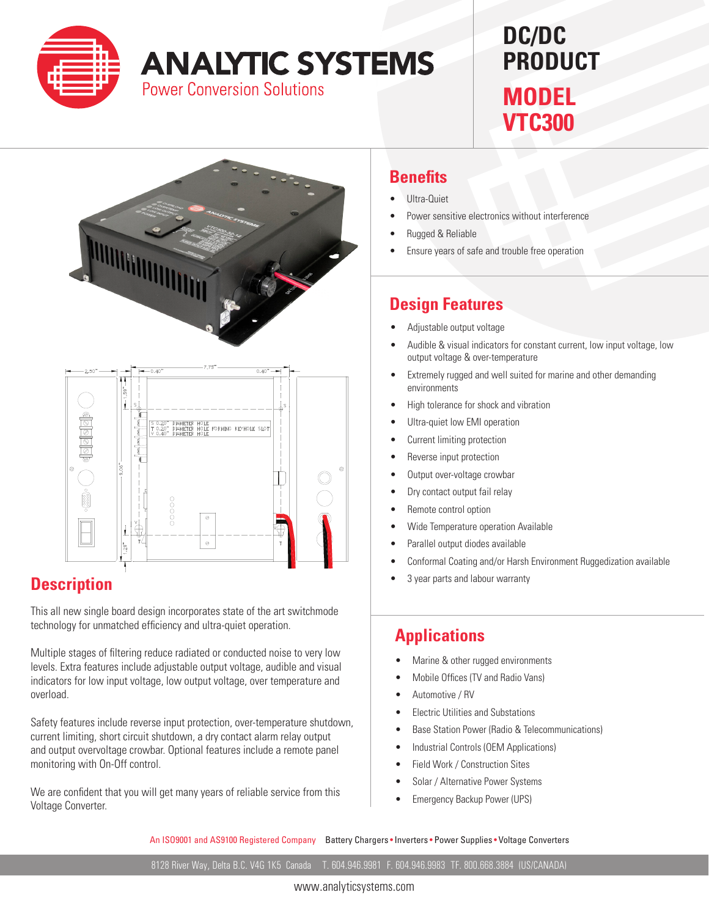# ANALYTIC SYSTEMS

Power Conversion Solutions

# DC/DC PRODUCT

# MODEL VTC300

## Benefits

- Ultra-Quiet
- Power sensitive electronics without interference
- Rugged & Reliable
- Ensure years of safe and trouble free operation

## Design Features

- Adjustable output voltage
- Audible & visual indicators for constant current, low input voltage, low output voltage & over-temperature
- Extremely rugged and well suited for marine and other demanding environments
- High tolerance for shock and vibration
- Ultra-quiet low EMI operation
- Current limiting protection
- Reverse input protection
- Output over-voltage crowbar
- Dry contact output fail relay
- Remote control option
- Wide Temperature operation Available
- Parallel output diodes available
- Conformal Coating and/or Harsh Environment Ruggedization available
- 3 year parts and labour warranty

## Description

This all new single board design incorporates state of the art switchmode technology for unmatched efficiency and ultra-quiet operation.

Multiple stages of filtering reduce radiated or conducted noise to very low levels. Extra features include adjustable output voltage, audible and visual indicators for low input voltage, low output voltage, over temperature and overload.

Safety features include reverse input protection, over-temperature shutdown, current limiting, short circuit shutdown, a dry contact alarm relay output and output overvoltage crowbar. Optional features include a remote panel monitoring with On-Off control.

We are confident that you will get many years of reliable service from this Voltage Converter.

## Applications

- Marine & other rugged environments
- Mobile Offices (TV and Radio Vans)
- Automotive / RV
- Electric Utilities and Substations
- Base Station Power (Radio & Telecommunications)
- Industrial Controls (OEM Applications)
- Field Work / Construction Sites
- Solar / Alternative Power Systems
- Emergency Backup Power (UPS)

An ISO9001 and AS9100 Registered Company   Battery Chargers • Inverters • Power Supplies • Voltage Converters

8128 River Way, Delta B.C. V4G 1K5 Canada   T. 604.946.9981  F. 604.946.9983  TF. 800.668.3884 (US/CANADA)

www.analyticsystems.com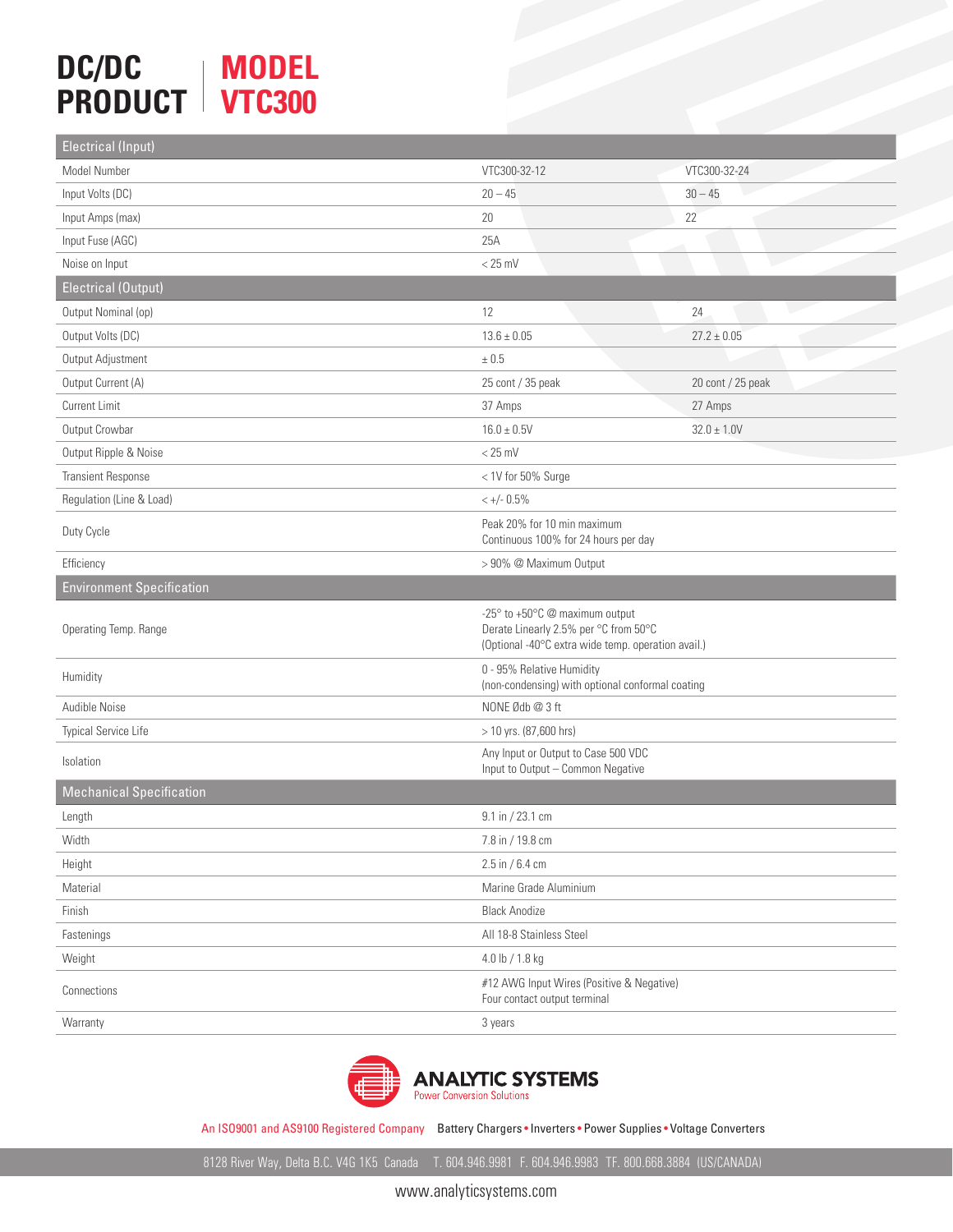# DC/DC PRODUCT | MODEL VTC300

| Electrical (Input) | | |
|---|---|---|
| Model Number | VTC300-32-12 | VTC300-32-24 |
| Input Volts (DC) | 20 – 45 | 30 – 45 |
| Input Amps (max) | 20 | 22 |
| Input Fuse (AGC) | 25A | |
| Noise on Input | < 25 mV | |
| **Electrical (Output)** | | |
| Output Nominal (op) | 12 | 24 |
| Output Volts (DC) | 13.6 ± 0.05 | 27.2 ± 0.05 |
| Output Adjustment | ± 0.5 | |
| Output Current (A) | 25 cont / 35 peak | 20 cont / 25 peak |
| Current Limit | 37 Amps | 27 Amps |
| Output Crowbar | 16.0 ± 0.5V | 32.0 ± 1.0V |
| Output Ripple & Noise | < 25 mV | |
| Transient Response | < 1V for 50% Surge | |
| Regulation (Line & Load) | < +/- 0.5% | |
| Duty Cycle | Peak 20% for 10 min maximum<br>Continuous 100% for 24 hours per day | |
| Efficiency | > 90% @ Maximum Output | |
| **Environment Specification** | | |
| Operating Temp. Range | -25° to +50°C @ maximum output<br>Derate Linearly 2.5% per °C from 50°C<br>(Optional -40°C extra wide temp. operation avail.) | |
| Humidity | 0 - 95% Relative Humidity<br>(non-condensing) with optional conformal coating | |
| Audible Noise | NONE Ødb @ 3 ft | |
| Typical Service Life | > 10 yrs. (87,600 hrs) | |
| Isolation | Any Input or Output to Case 500 VDC<br>Input to Output – Common Negative | |
| **Mechanical Specification** | | |
| Length | 9.1 in / 23.1 cm | |
| Width | 7.8 in / 19.8 cm | |
| Height | 2.5 in / 6.4 cm | |
| Material | Marine Grade Aluminium | |
| Finish | Black Anodize | |
| Fastenings | All 18-8 Stainless Steel | |
| Weight | 4.0 lb / 1.8 kg | |
| Connections | #12 AWG Input Wires (Positive & Negative)<br>Four contact output terminal | |
| Warranty | 3 years | |

**ANALYTIC SYSTEMS**
Power Conversion Solutions

An ISO9001 and AS9100 Registered Company Battery Chargers • Inverters • Power Supplies • Voltage Converters

8128 River Way, Delta B.C. V4G 1K5 Canada T. 604.946.9981 F. 604.946.9983 TF. 800.668.3884 (US/CANADA)

www.analyticsystems.com